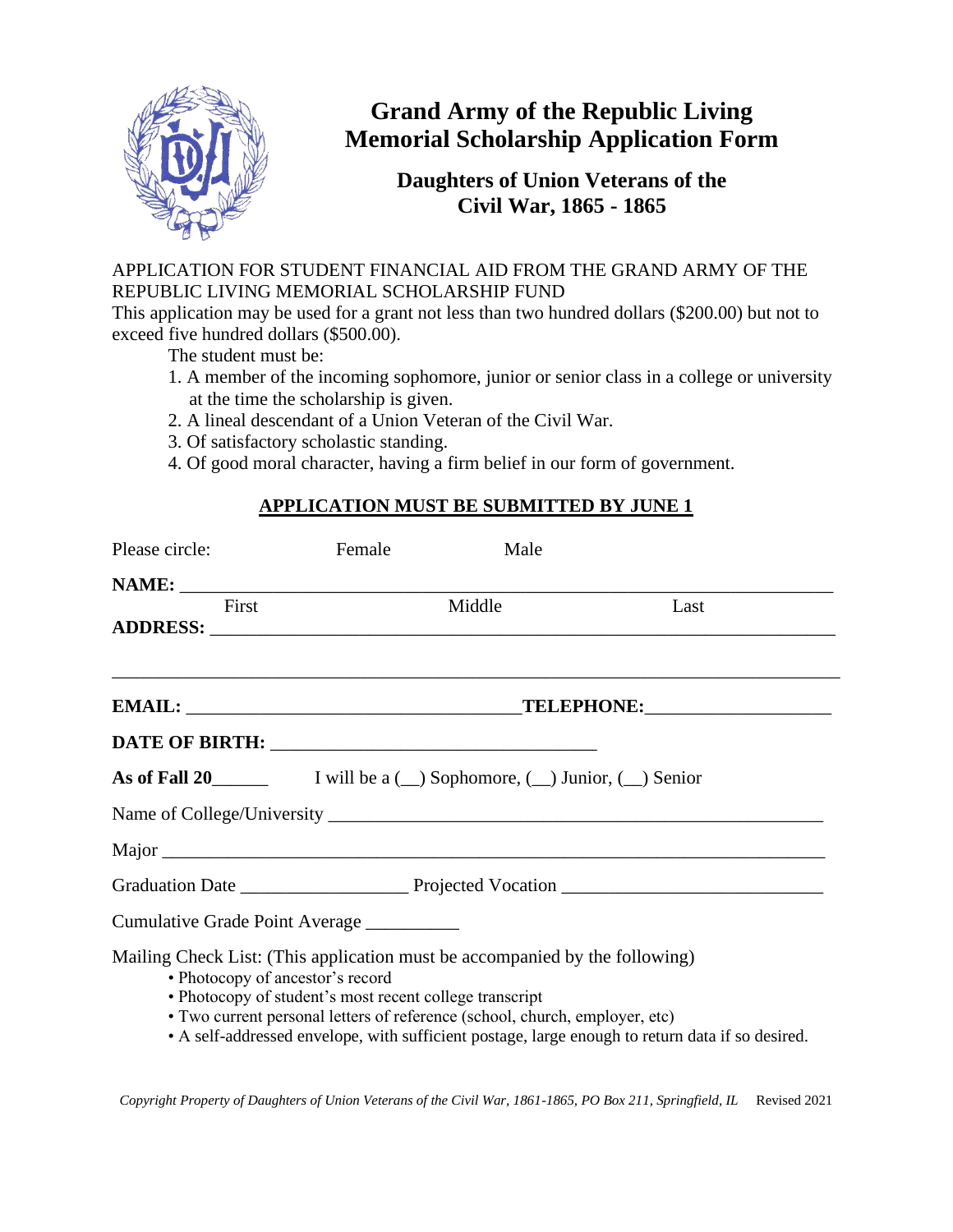# Grand Army of the Republic Living Memorial Scholarship Application Form

## Daughters of Union Veterans of the Civil War, 1865 - 1865

APPLICATION FOR STUDENT FINANCIAL AID FROM THE GRAND ARMY OF THE REPUBLIC LIVING MEMORIAL SCHOLARSHIP FUND

This application may be used for a grant not less than two hundred dollars ($200.00) but not to exceed five hundred dollars ($500.00).

The student must be:

1. A member of the incoming sophomore, junior or senior class in a college or university at the time the scholarship is given.
2. A lineal descendant of a Union Veteran of the Civil War.
3. Of satisfactory scholastic standing.
4. Of good moral character, having a firm belief in our form of government.

**APPLICATION MUST BE SUBMITTED BY JUNE 1**

Please circle: Female Male

**NAME:** ________________________________________________

First Middle Last

**ADDRESS:** ________________________________________________

________________________________________________

**EMAIL:** ____________________ **TELEPHONE:** ____________________

**DATE OF BIRTH:** ____________________

**As of Fall 20**______ I will be a (__) Sophomore, (__) Junior, (__) Senior

Name of College/University ________________________________________________

Major ________________________________________________

Graduation Date ____________________ Projected Vocation ____________________

Cumulative Grade Point Average __________

Mailing Check List: (This application must be accompanied by the following)

- Photocopy of ancestor's record
- Photocopy of student's most recent college transcript
- Two current personal letters of reference (school, church, employer, etc)
- A self-addressed envelope, with sufficient postage, large enough to return data if so desired.

*Copyright Property of Daughters of Union Veterans of the Civil War, 1861-1865, PO Box 211, Springfield, IL* Revised 2021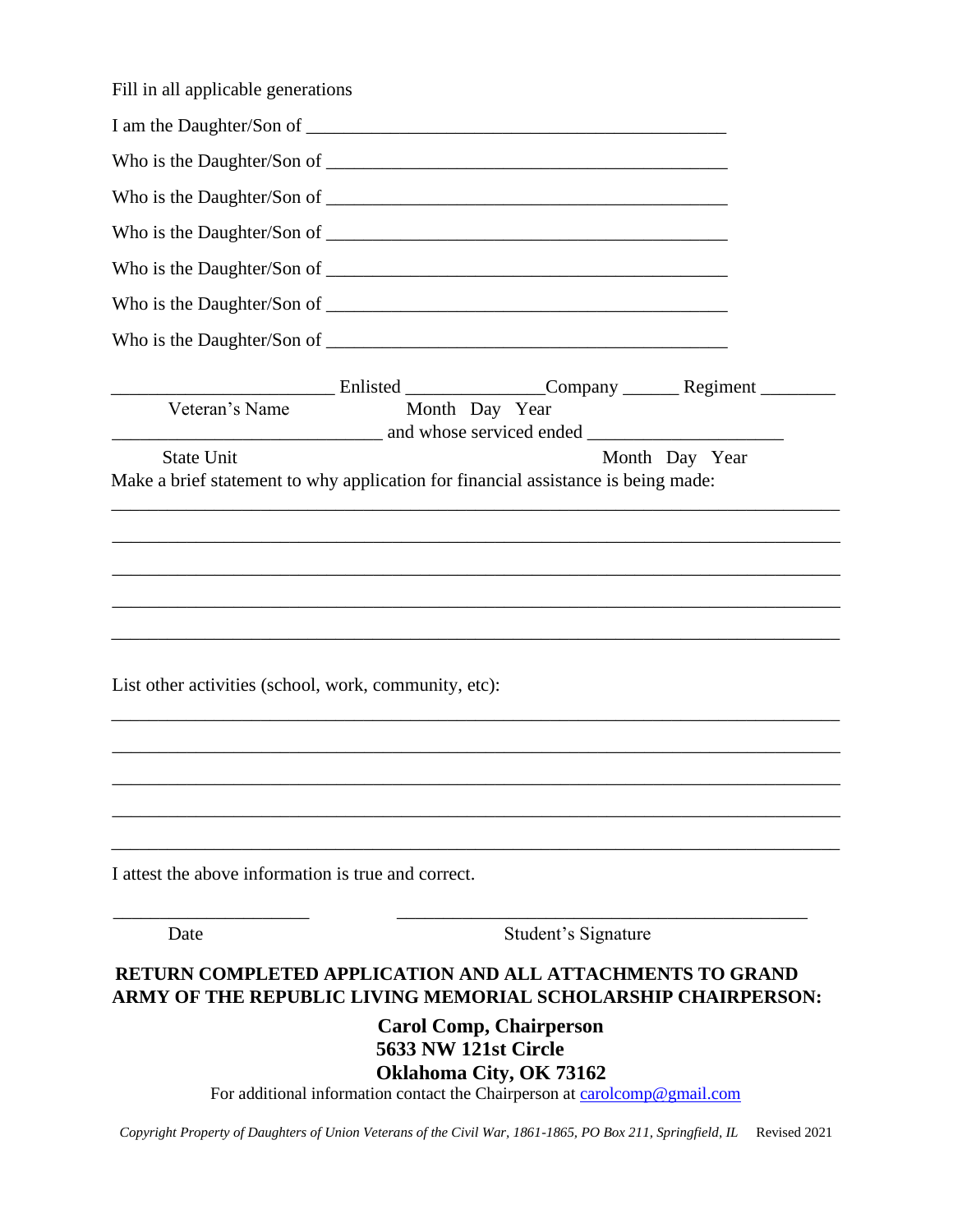Fill in all applicable generations

I am the Daughter/Son of ____________________________________________

Who is the Daughter/Son of __________________________________________

Who is the Daughter/Son of __________________________________________

Who is the Daughter/Son of __________________________________________

Who is the Daughter/Son of __________________________________________

Who is the Daughter/Son of __________________________________________

Who is the Daughter/Son of __________________________________________

______________________ Enlisted ______________Company ______ Regiment ________

Veteran's Name                    Month  Day  Year

___________________________ and whose serviced ended ____________________

State Unit                                                        Month  Day  Year

Make a brief statement to why application for financial assistance is being made:

_____________________________________________________________________________

_____________________________________________________________________________

_____________________________________________________________________________

_____________________________________________________________________________

_____________________________________________________________________________

List other activities (school, work, community, etc):

_____________________________________________________________________________

_____________________________________________________________________________

_____________________________________________________________________________

_____________________________________________________________________________

_____________________________________________________________________________

I attest the above information is true and correct.

_____________________          ____________________________________________

Date                                        Student's Signature

**RETURN COMPLETED APPLICATION AND ALL ATTACHMENTS TO GRAND ARMY OF THE REPUBLIC LIVING MEMORIAL SCHOLARSHIP CHAIRPERSON:**

**Carol Comp, Chairperson**
**5633 NW 121st Circle**
**Oklahoma City, OK 73162**

For additional information contact the Chairperson at carolcomp@gmail.com

*Copyright Property of Daughters of Union Veterans of the Civil War, 1861-1865, PO Box 211, Springfield, IL* Revised 2021